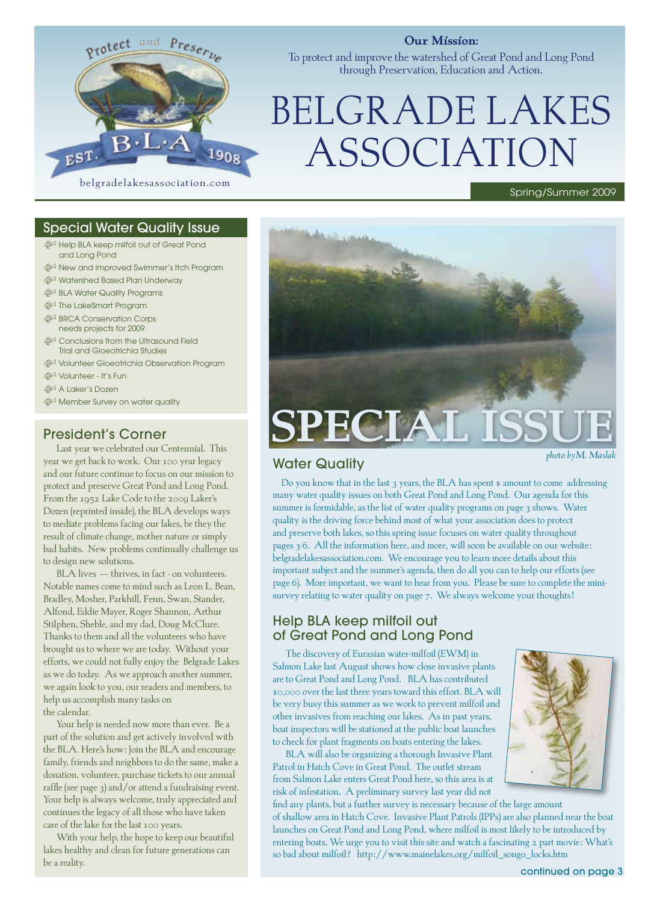Protect and Preserve

B·L·A EST. 1908

belgradelakesassociation.com

**Our Mission:**
To protect and improve the watershed of Great Pond and Long Pond through Preservation, Education and Action.

# BELGRADE LAKES ASSOCIATION

Spring/Summer 2009

## Special Water Quality Issue

- Help BLA keep milfoil out of Great Pond and Long Pond
- New and Improved Swimmer's Itch Program
- Watershed Based Plan Underway
- BLA Water Quality Programs
- The LakeSmart Program
- BRCA Conservation Corps needs projects for 2009
- Conclusions from the Ultrasound Field Trial and Gloeotrichia Studies
- Volunteer Gloeotrichia Observation Program
- Volunteer - It's Fun
- A Laker's Dozen
- Member Survey on water quality

## President's Corner

Last year we celebrated our Centennial. This year we get back to work. Our 100 year legacy and our future continue to focus on our mission to protect and preserve Great Pond and Long Pond. From the 1952 Lake Code to the 2009 Laker's Dozen (reprinted inside), the BLA develops ways to mediate problems facing our lakes, be they the result of climate change, mother nature or simply bad habits. New problems continually challenge us to design new solutions.

BLA lives — thrives, in fact - on volunteers. Notable names come to mind such as Leon L. Bean, Bradley, Mosher, Parkhill, Fenn, Swan, Stander, Alfond, Eddie Mayer, Roger Shannon, Arthur Stilphen, Sheble, and my dad, Doug McClure. Thanks to them and all the volunteers who have brought us to where we are today. Without your efforts, we could not fully enjoy the Belgrade Lakes as we do today. As we approach another summer, we again look to you, our readers and members, to help us accomplish many tasks on the calendar.

Your help is needed now more than ever. Be a part of the solution and get actively involved with the BLA. Here's how: Join the BLA and encourage family, friends and neighbors to do the same, make a donation, volunteer, purchase tickets to our annual raffle (see page 3) and/or attend a fundraising event. Your help is always welcome, truly appreciated and continues the legacy of all those who have taken care of the lake for the last 100 years.

With your help, the hope to keep our beautiful lakes healthy and clean for future generations can be a reality.

# SPECIAL ISSUE

*photo by M. Maslak*

## Water Quality

Do you know that in the last 3 years, the BLA has spent $ amount to come addressing many water quality issues on both Great Pond and Long Pond. Our agenda for this summer is formidable, as the list of water quality programs on page 3 shows. Water quality is the driving force behind most of what your association does to protect and preserve both lakes, so this spring issue focuses on water quality throughout pages 3-6. All the information here, and more, will soon be available on our website: belgradelakesassociation.com. We encourage you to learn more details about this important subject and the summer's agenda, then do all you can to help our efforts (see page 6). More important, we want to hear from you. Please be sure to complete the mini-survey relating to water quality on page 7. We always welcome your thoughts!

## Help BLA keep milfoil out of Great Pond and Long Pond

The discovery of Eurasian water-milfoil (EWM) in Salmon Lake last August shows how close invasive plants are to Great Pond and Long Pond. BLA has contributed $0,000 over the last three years toward this effort. BLA will be very busy this summer as we work to prevent milfoil and other invasives from reaching our lakes. As in past years, boat inspectors will be stationed at the public boat launches to check for plant fragments on boats entering the lakes.

BLA will also be organizing a thorough Invasive Plant Patrol in Hatch Cove in Great Pond. The outlet stream from Salmon Lake enters Great Pond here, so this area is at risk of infestation. A preliminary survey last year did not find any plants, but a further survey is necessary because of the large amount of shallow area in Hatch Cove. Invasive Plant Patrols (IPPs) are also planned near the boat launches on Great Pond and Long Pond, where milfoil is most likely to be introduced by entering boats. We urge you to visit this site and watch a fascinating 2 part movie: What's so bad about milfoil? http://www.mainelakes.org/milfoil_songo_locks.htm

continued on page 3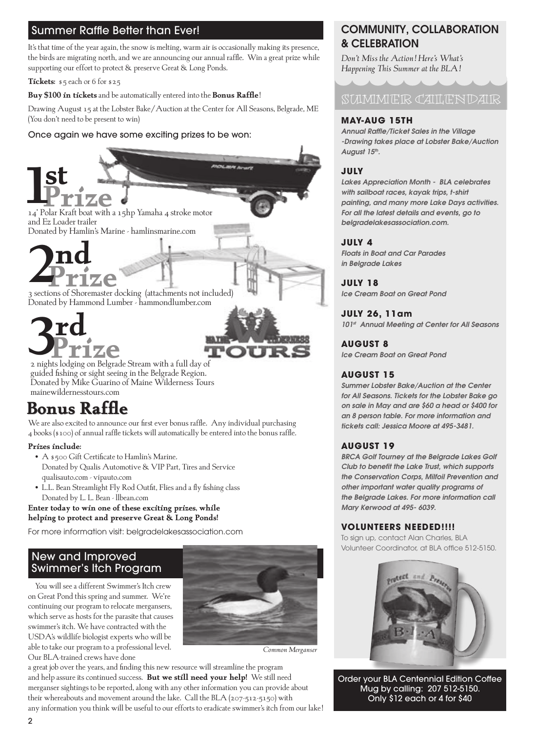## Summer Raffle Better than Ever!

It's that time of the year again, the snow is melting, warm air is occasionally making its presence, the birds are migrating north, and we are announcing our annual raffle. Win a great prize while supporting our effort to protect & preserve Great & Long Ponds.

**Tickets**: $5 each or 6 for $25

**Buy $100 in tickets** and be automatically entered into the **Bonus Raffle**!

Drawing August 15 at the Lobster Bake/Auction at the Center for All Seasons, Belgrade, ME (You don't need to be present to win)

Once again we have some exciting prizes to be won:

### 1st Prize

14' Polar Kraft boat with a 15hp Yamaha 4 stroke motor and Ez Loader trailer
Donated by Hamlin's Marine - hamlinsmarine.com

### 2nd Prize

3 sections of Shoremaster docking (attachments not included)
Donated by Hammond Lumber - hammondlumber.com

### 3rd Prize

2 nights lodging on Belgrade Stream with a full day of guided fishing or sight seeing in the Belgrade Region.
Donated by Mike Guarino of Maine Wilderness Tours
mainewildernesstours.com

## Bonus Raffle

We are also excited to announce our first ever bonus raffle. Any individual purchasing 4 books ($100) of annual raffle tickets will automatically be entered into the bonus raffle.

**Prizes include**:

- A $500 Gift Certificate to Hamlin's Marine.
  Donated by Qualis Automotive & VIP Part, Tires and Service
  qualisauto.com - vipauto.com
- L.L. Bean Streamlight Fly Rod Outfit, Flies and a fly fishing class
  Donated by L. L. Bean - llbean.com

**Enter today to win one of these exciting prizes, while helping to protect and preserve Great & Long Ponds!**

For more information visit: belgradelakesassociation.com

## New and Improved Swimmer's Itch Program

You will see a different Swimmer's Itch crew on Great Pond this spring and summer. We're continuing our program to relocate mergansers, which serve as hosts for the parasite that causes swimmer's itch. We have contracted with the USDA's wildlife biologist experts who will be able to take our program to a professional level. Our BLA-trained crews have done a great job over the years, and finding this new resource will streamline the program and help assure its continued success. **But we still need your help!** We still need merganser sightings to be reported, along with any other information you can provide about their whereabouts and movement around the lake. Call the BLA (207-512-5150) with any information you think will be useful to our efforts to eradicate swimmer's itch from our lake!

*Common Merganser*

## COMMUNITY, COLLABORATION & CELEBRATION

*Don't Miss the Action! Here's What's Happening This Summer at the BLA!*

### SUMMER CALENDAR

**MAY-AUG 15TH**
*Annual Raffle/Ticket Sales in the Village -Drawing takes place at Lobster Bake/Auction August 15th.*

**JULY**
*Lakes Appreciation Month - BLA celebrates with sailboat races, kayak trips, t-shirt painting, and many more Lake Days activities. For all the latest details and events, go to belgradelakesassociation.com.*

**JULY 4**
*Floats in Boat and Car Parades in Belgrade Lakes*

**JULY 18**
*Ice Cream Boat on Great Pond*

**JULY 26, 11am**
*101st Annual Meeting at Center for All Seasons*

**AUGUST 8**
*Ice Cream Boat on Great Pond*

**AUGUST 15**
*Summer Lobster Bake/Auction at the Center for All Seasons. Tickets for the Lobster Bake go on sale in May and are $60 a head or $400 for an 8 person table. For more information and tickets call: Jessica Moore at 495-3481.*

**AUGUST 19**
*BRCA Golf Tourney at the Belgrade Lakes Golf Club to benefit the Lake Trust, which supports the Conservation Corps, Milfoil Prevention and other important water quality programs of the Belgrade Lakes. For more information call Mary Kerwood at 495- 6039.*

**VOLUNTEERS NEEDED!!!!**
To sign up, contact Alan Charles, BLA Volunteer Coordinator, at BLA office 512-5150.

Order your BLA Centennial Edition Coffee Mug by calling: 207 512-5150. Only $12 each or 4 for $40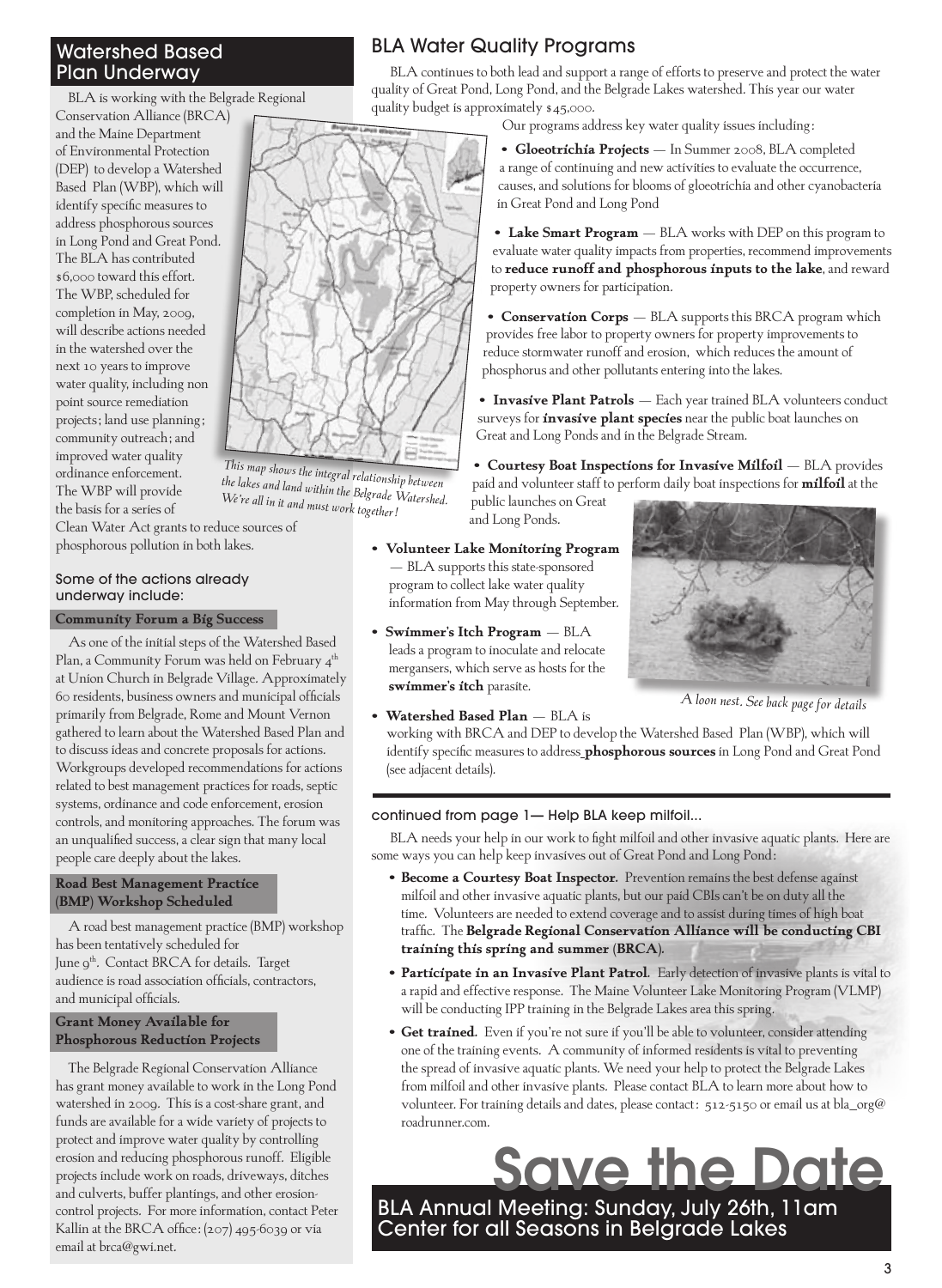## Watershed Based Plan Underway

BLA is working with the Belgrade Regional Conservation Alliance (BRCA) and the Maine Department of Environmental Protection (DEP) to develop a Watershed Based Plan (WBP), which will identify specific measures to address phosphorous sources in Long Pond and Great Pond. The BLA has contributed $6,000 toward this effort. The WBP, scheduled for completion in May, 2009, will describe actions needed in the watershed over the next 10 years to improve water quality, including non point source remediation projects; land use planning; community outreach; and improved water quality ordinance enforcement. The WBP will provide the basis for a series of Clean Water Act grants to reduce sources of phosphorous pollution in both lakes.

*This map shows the integral relationship between the lakes and land within the Belgrade Watershed. We're all in it and must work together!*

### Some of the actions already underway include:

#### Community Forum a Big Success

As one of the initial steps of the Watershed Based Plan, a Community Forum was held on February 4th at Union Church in Belgrade Village. Approximately 60 residents, business owners and municipal officials primarily from Belgrade, Rome and Mount Vernon gathered to learn about the Watershed Based Plan and to discuss ideas and concrete proposals for actions. Workgroups developed recommendations for actions related to best management practices for roads, septic systems, ordinance and code enforcement, erosion controls, and monitoring approaches. The forum was an unqualified success, a clear sign that many local people care deeply about the lakes.

#### Road Best Management Practice (BMP) Workshop Scheduled

A road best management practice (BMP) workshop has been tentatively scheduled for June 9th. Contact BRCA for details. Target audience is road association officials, contractors, and municipal officials.

#### Grant Money Available for Phosphorous Reduction Projects

The Belgrade Regional Conservation Alliance has grant money available to work in the Long Pond watershed in 2009. This is a cost-share grant, and funds are available for a wide variety of projects to protect and improve water quality by controlling erosion and reducing phosphorous runoff. Eligible projects include work on roads, driveways, ditches and culverts, buffer plantings, and other erosion-control projects. For more information, contact Peter Kallin at the BRCA office: (207) 495-6039 or via email at brca@gwi.net.

## BLA Water Quality Programs

BLA continues to both lead and support a range of efforts to preserve and protect the water quality of Great Pond, Long Pond, and the Belgrade Lakes watershed. This year our water quality budget is approximately $45,000.

Our programs address key water quality issues including:

- **Gloeotrichia Projects** — In Summer 2008, BLA completed a range of continuing and new activities to evaluate the occurrence, causes, and solutions for blooms of gloeotrichia and other cyanobacteria in Great Pond and Long Pond
- **Lake Smart Program** — BLA works with DEP on this program to evaluate water quality impacts from properties, recommend improvements to **reduce runoff and phosphorous inputs to the lake**, and reward property owners for participation.
- **Conservation Corps** — BLA supports this BRCA program which provides free labor to property owners for property improvements to reduce stormwater runoff and erosion, which reduces the amount of phosphorus and other pollutants entering into the lakes.
- **Invasive Plant Patrols** — Each year trained BLA volunteers conduct surveys for **invasive plant species** near the public boat launches on Great and Long Ponds and in the Belgrade Stream.
- **Courtesy Boat Inspections for Invasive Milfoil** — BLA provides paid and volunteer staff to perform daily boat inspections for **milfoil** at the public launches on Great and Long Ponds.
- **Volunteer Lake Monitoring Program** — BLA supports this state-sponsored program to collect lake water quality information from May through September.
- **Swimmer's Itch Program** — BLA leads a program to inoculate and relocate mergansers, which serve as hosts for the **swimmer's itch** parasite.
- **Watershed Based Plan** — BLA is working with BRCA and DEP to develop the Watershed Based Plan (WBP), which will identify specific measures to address **phosphorous sources** in Long Pond and Great Pond (see adjacent details).

*A loon nest. See back page for details*

### continued from page 1— Help BLA keep milfoil...

BLA needs your help in our work to fight milfoil and other invasive aquatic plants. Here are some ways you can help keep invasives out of Great Pond and Long Pond:

- **Become a Courtesy Boat Inspector.** Prevention remains the best defense against milfoil and other invasive aquatic plants, but our paid CBIs can't be on duty all the time. Volunteers are needed to extend coverage and to assist during times of high boat traffic. The **Belgrade Regional Conservation Alliance will be conducting CBI training this spring and summer (BRCA).**
- **Participate in an Invasive Plant Patrol.** Early detection of invasive plants is vital to a rapid and effective response. The Maine Volunteer Lake Monitoring Program (VLMP) will be conducting IPP training in the Belgrade Lakes area this spring.
- **Get trained.** Even if you're not sure if you'll be able to volunteer, consider attending one of the training events. A community of informed residents is vital to preventing the spread of invasive aquatic plants. We need your help to protect the Belgrade Lakes from milfoil and other invasive plants. Please contact BLA to learn more about how to volunteer. For training details and dates, please contact: 512-5150 or email us at bla_org@roadrunner.com.

# Save the Date

**BLA Annual Meeting: Sunday, July 26th, 11am**
**Center for all Seasons in Belgrade Lakes**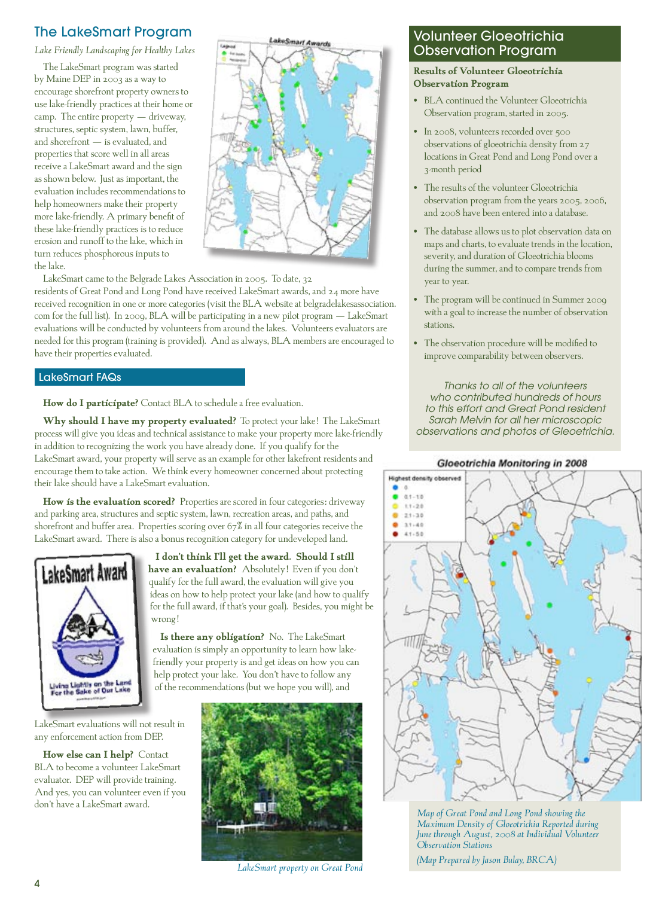## The LakeSmart Program

*Lake Friendly Landscaping for Healthy Lakes*

The LakeSmart program was started by Maine DEP in 2003 as a way to encourage shorefront property owners to use lake-friendly practices at their home or camp. The entire property — driveway, structures, septic system, lawn, buffer, and shorefront — is evaluated, and properties that score well in all areas receive a LakeSmart award and the sign as shown below. Just as important, the evaluation includes recommendations to help homeowners make their property more lake-friendly. A primary benefit of these lake-friendly practices is to reduce erosion and runoff to the lake, which in turn reduces phosphorous inputs to the lake.

LakeSmart came to the Belgrade Lakes Association in 2005. To date, 32 residents of Great Pond and Long Pond have received LakeSmart awards, and 24 more have received recognition in one or more categories (visit the BLA website at belgradelakesassociation.com for the full list). In 2009, BLA will be participating in a new pilot program — LakeSmart evaluations will be conducted by volunteers from around the lakes. Volunteers evaluators are needed for this program (training is provided). And as always, BLA members are encouraged to have their properties evaluated.

### LakeSmart FAQs

**How do I participate?** Contact BLA to schedule a free evaluation.

**Why should I have my property evaluated?** To protect your lake! The LakeSmart process will give you ideas and technical assistance to make your property more lake-friendly in addition to recognizing the work you have already done. If you qualify for the LakeSmart award, your property will serve as an example for other lakefront residents and encourage them to take action. We think every homeowner concerned about protecting their lake should have a LakeSmart evaluation.

**How is the evaluation scored?** Properties are scored in four categories: driveway and parking area, structures and septic system, lawn, recreation areas, and paths, and shorefront and buffer area. Properties scoring over 67% in all four categories receive the LakeSmart award. There is also a bonus recognition category for undeveloped land.

**I don't think I'll get the award. Should I still have an evaluation?** Absolutely! Even if you don't qualify for the full award, the evaluation will give you ideas on how to help protect your lake (and how to qualify for the full award, if that's your goal). Besides, you might be wrong!

**Is there any obligation?** No. The LakeSmart evaluation is simply an opportunity to learn how lake-friendly your property is and get ideas on how you can help protect your lake. You don't have to follow any of the recommendations (but we hope you will), and LakeSmart evaluations will not result in any enforcement action from DEP.

**How else can I help?** Contact BLA to become a volunteer LakeSmart evaluator. DEP will provide training. And yes, you can volunteer even if you don't have a LakeSmart award.

*LakeSmart property on Great Pond*

## Volunteer Gloeotrichia Observation Program

**Results of Volunteer Gloeotrichia Observation Program**

- BLA continued the Volunteer Gloeotrichia Observation program, started in 2005.
- In 2008, volunteers recorded over 500 observations of gloeotrichia density from 27 locations in Great Pond and Long Pond over a 3-month period
- The results of the volunteer Gloeotrichia observation program from the years 2005, 2006, and 2008 have been entered into a database.
- The database allows us to plot observation data on maps and charts, to evaluate trends in the location, severity, and duration of Gloeotrichia blooms during the summer, and to compare trends from year to year.
- The program will be continued in Summer 2009 with a goal to increase the number of observation stations.
- The observation procedure will be modified to improve comparability between observers.

*Thanks to all of the volunteers who contributed hundreds of hours to this effort and Great Pond resident Sarah Melvin for all her microscopic observations and photos of Gleoetrichia.*

**Gloeotrichia Monitoring in 2008**

*Map of Great Pond and Long Pond showing the Maximum Density of Gloeotrichia Reported during June through August, 2008 at Individual Volunteer Observation Stations*

*(Map Prepared by Jason Bulay, BRCA)*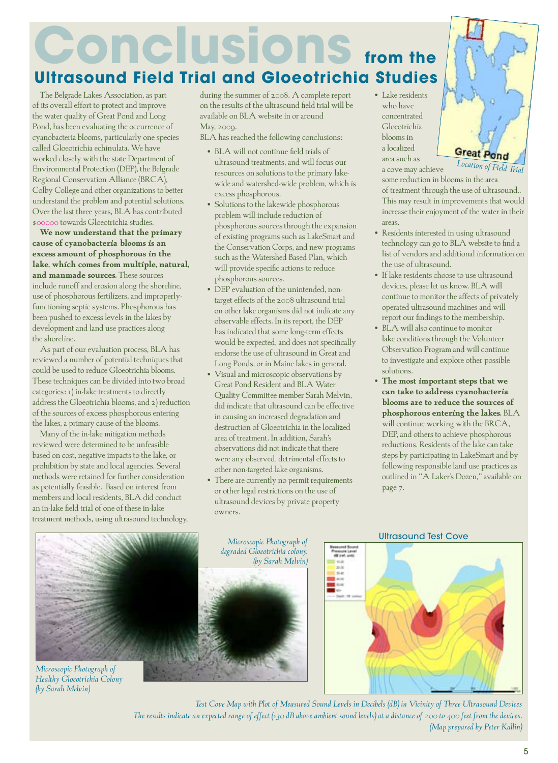# Conclusions from the Ultrasound Field Trial and Gloeotrichia Studies

The Belgrade Lakes Association, as part of its overall effort to protect and improve the water quality of Great Pond and Long Pond, has been evaluating the occurrence of cyanobacteria blooms, particularly one species called Gloeotrichia echinulata. We have worked closely with the state Department of Environmental Protection (DEP), the Belgrade Regional Conservation Alliance (BRCA), Colby College and other organizations to better understand the problem and potential solutions. Over the last three years, BLA has contributed $00000 towards Gloeotrichia studies.

**We now understand that the primary cause of cyanobacteria blooms is an excess amount of phosphorous in the lake, which comes from multiple, natural, and manmade sources.** These sources include runoff and erosion along the shoreline, use of phosphorous fertilizers, and improperly-functioning septic systems. Phosphorous has been pushed to excess levels in the lakes by development and land use practices along the shoreline.

As part of our evaluation process, BLA has reviewed a number of potential techniques that could be used to reduce Gloeotrichia blooms. These techniques can be divided into two broad categories: 1) in-lake treatments to directly address the Gloeotrichia blooms, and 2) reduction of the sources of excess phosphorous entering the lakes, a primary cause of the blooms.

Many of the in-lake mitigation methods reviewed were determined to be unfeasible based on cost, negative impacts to the lake, or prohibition by state and local agencies. Several methods were retained for further consideration as potentially feasible. Based on interest from members and local residents, BLA did conduct an in-lake field trial of one of these in-lake treatment methods, using ultrasound technology, during the summer of 2008. A complete report on the results of the ultrasound field trial will be available on BLA website in or around May, 2009.

BLA has reached the following conclusions:

- BLA will not continue field trials of ultrasound treatments, and will focus our resources on solutions to the primary lake-wide and watershed-wide problem, which is excess phosphorous.
- Solutions to the lakewide phosphorous problem will include reduction of phosphorous sources through the expansion of existing programs such as LakeSmart and the Conservation Corps, and new programs such as the Watershed Based Plan, which will provide specific actions to reduce phosphorous sources.
- DEP evaluation of the unintended, non-target effects of the 2008 ultrasound trial on other lake organisms did not indicate any observable effects. In its report, the DEP has indicated that some long-term effects would be expected, and does not specifically endorse the use of ultrasound in Great and Long Ponds, or in Maine lakes in general.
- Visual and microscopic observations by Great Pond Resident and BLA Water Quality Committee member Sarah Melvin, did indicate that ultrasound can be effective in causing an increased degradation and destruction of Gloeotrichia in the localized area of treatment. In addition, Sarah's observations did not indicate that there were any observed, detrimental effects to other non-targeted lake organisms.
- There are currently no permit requirements or other legal restrictions on the use of ultrasound devices by private property owners.
- Lake residents who have concentrated Gloeotrichia blooms in a localized area such as a cove may achieve some reduction in blooms in the area of treatment through the use of ultrasound.. This may result in improvements that would increase their enjoyment of the water in their areas.
- Residents interested in using ultrasound technology can go to BLA website to find a list of vendors and additional information on the use of ultrasound.
- If lake residents choose to use ultrasound devices, please let us know. BLA will continue to monitor the affects of privately operated ultrasound machines and will report our findings to the membership.
- BLA will also continue to monitor lake conditions through the Volunteer Observation Program and will continue to investigate and explore other possible solutions.
- **The most important steps that we can take to address cyanobacteria blooms are to reduce the sources of phosphorous entering the lakes.** BLA will continue working with the BRCA, DEP, and others to achieve phosphorous reductions. Residents of the lake can take steps by participating in LakeSmart and by following responsible land use practices as outlined in "A Laker's Dozen," available on page 7.

Great Pond

*Location of Field Trial*

*Microscopic Photograph of Healthy Gloeotrichia Colony (by Sarah Melvin)*

*Microscopic Photograph of degraded Gloeotrichia colony. (by Sarah Melvin)*

Ultrasound Test Cove

*Test Cove Map with Plot of Measured Sound Levels in Decibels (dB) in Vicinity of Three Ultrasound Devices*
*The results indicate an expected range of effect (>30 dB above ambient sound levels) at a distance of 200 to 400 feet from the devices.*
*(Map prepared by Peter Kallin)*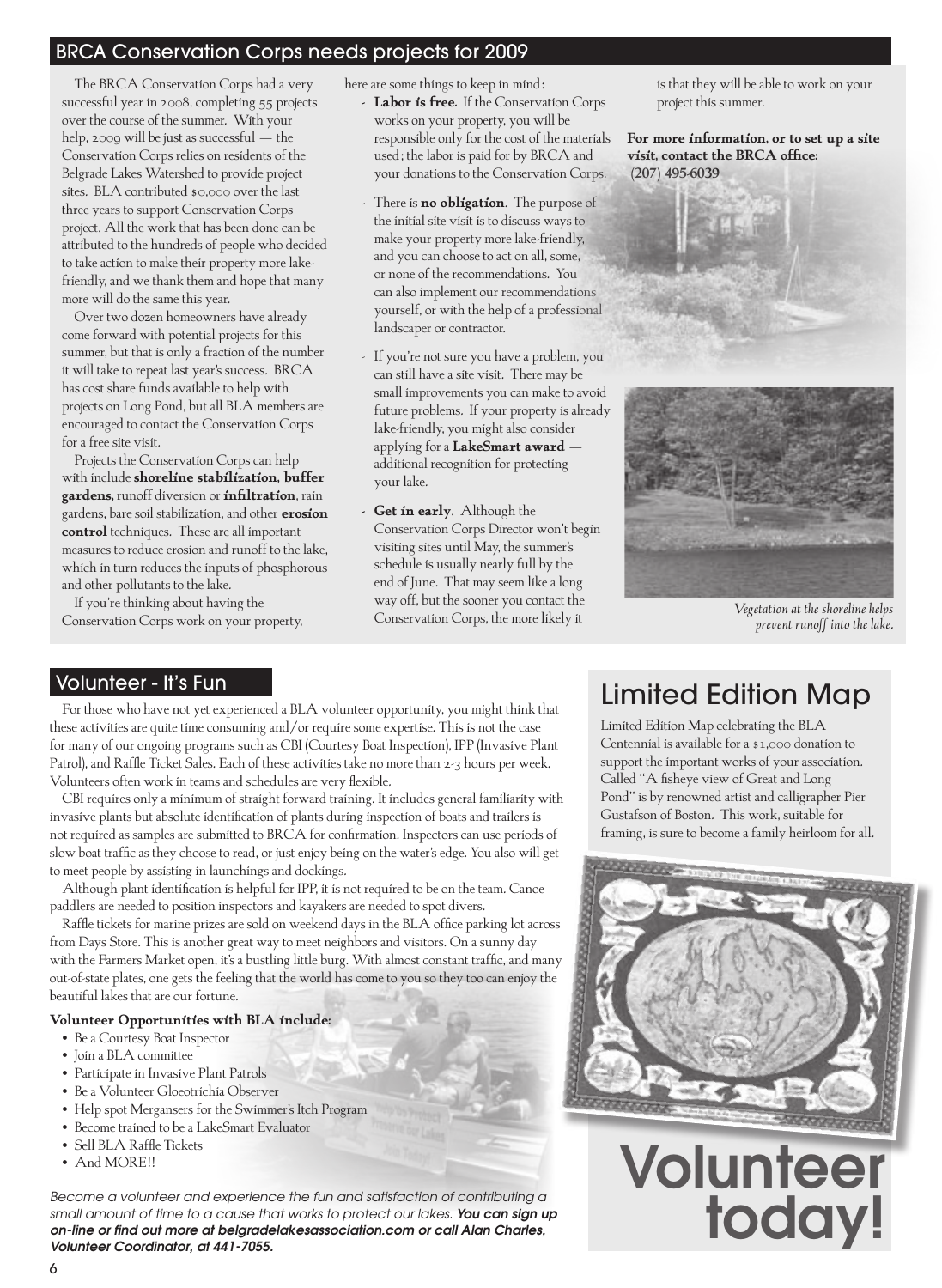## BRCA Conservation Corps needs projects for 2009

The BRCA Conservation Corps had a very successful year in 2008, completing 55 projects over the course of the summer. With your help, 2009 will be just as successful — the Conservation Corps relies on residents of the Belgrade Lakes Watershed to provide project sites. BLA contributed $0,000 over the last three years to support Conservation Corps project. All the work that has been done can be attributed to the hundreds of people who decided to take action to make their property more lake-friendly, and we thank them and hope that many more will do the same this year.

Over two dozen homeowners have already come forward with potential projects for this summer, but that is only a fraction of the number it will take to repeat last year's success. BRCA has cost share funds available to help with projects on Long Pond, but all BLA members are encouraged to contact the Conservation Corps for a free site visit.

Projects the Conservation Corps can help with include **shoreline stabilization, buffer gardens,** runoff diversion or **infiltration**, rain gardens, bare soil stabilization, and other **erosion control** techniques. These are all important measures to reduce erosion and runoff to the lake, which in turn reduces the inputs of phosphorous and other pollutants to the lake.

If you're thinking about having the Conservation Corps work on your property, here are some things to keep in mind:

- **Labor is free.** If the Conservation Corps works on your property, you will be responsible only for the cost of the materials used; the labor is paid for by BRCA and your donations to the Conservation Corps.
- There is **no obligation**. The purpose of the initial site visit is to discuss ways to make your property more lake-friendly, and you can choose to act on all, some, or none of the recommendations. You can also implement our recommendations yourself, or with the help of a professional landscaper or contractor.
- If you're not sure you have a problem, you can still have a site visit. There may be small improvements you can make to avoid future problems. If your property is already lake-friendly, you might also consider applying for a **LakeSmart award** — additional recognition for protecting your lake.
- **Get in early**. Although the Conservation Corps Director won't begin visiting sites until May, the summer's schedule is usually nearly full by the end of June. That may seem like a long way off, but the sooner you contact the Conservation Corps, the more likely it is that they will be able to work on your project this summer.

**For more information, or to set up a site visit, contact the BRCA office: (207) 495-6039**

*Vegetation at the shoreline helps prevent runoff into the lake.*

## Volunteer - It's Fun

For those who have not yet experienced a BLA volunteer opportunity, you might think that these activities are quite time consuming and/or require some expertise. This is not the case for many of our ongoing programs such as CBI (Courtesy Boat Inspection), IPP (Invasive Plant Patrol), and Raffle Ticket Sales. Each of these activities take no more than 2-3 hours per week. Volunteers often work in teams and schedules are very flexible.

CBI requires only a minimum of straight forward training. It includes general familiarity with invasive plants but absolute identification of plants during inspection of boats and trailers is not required as samples are submitted to BRCA for confirmation. Inspectors can use periods of slow boat traffic as they choose to read, or just enjoy being on the water's edge. You also will get to meet people by assisting in launchings and dockings.

Although plant identification is helpful for IPP, it is not required to be on the team. Canoe paddlers are needed to position inspectors and kayakers are needed to spot divers.

Raffle tickets for marine prizes are sold on weekend days in the BLA office parking lot across from Days Store. This is another great way to meet neighbors and visitors. On a sunny day with the Farmers Market open, it's a bustling little burg. With almost constant traffic, and many out-of-state plates, one gets the feeling that the world has come to you so they too can enjoy the beautiful lakes that are our fortune.

**Volunteer Opportunities with BLA include:**

- Be a Courtesy Boat Inspector
- Join a BLA committee
- Participate in Invasive Plant Patrols
- Be a Volunteer Gloeotrichia Observer
- Help spot Mergansers for the Swimmer's Itch Program
- Become trained to be a LakeSmart Evaluator
- Sell BLA Raffle Tickets
- And MORE!!

*Become a volunteer and experience the fun and satisfaction of contributing a small amount of time to a cause that works to protect our lakes.* ***You can sign up on-line or find out more at belgradelakesassociation.com or call Alan Charles, Volunteer Coordinator, at 441-7055.***

## Limited Edition Map

Limited Edition Map celebrating the BLA Centennial is available for a $1,000 donation to support the important works of your association. Called "A fisheye view of Great and Long Pond" is by renowned artist and calligrapher Pier Gustafson of Boston. This work, suitable for framing, is sure to become a family heirloom for all.

# Volunteer today!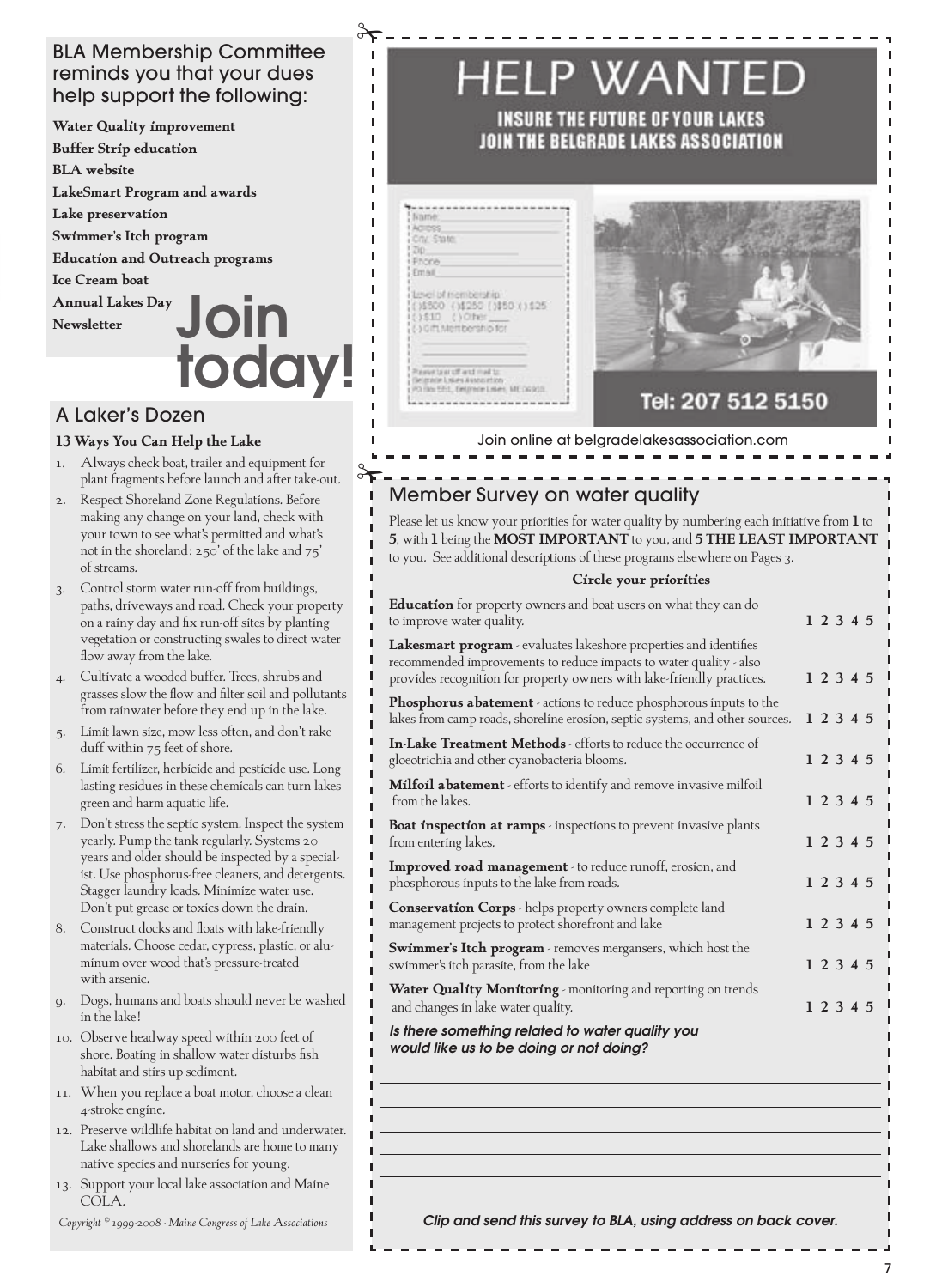## BLA Membership Committee reminds you that your dues help support the following:

**Water Quality improvement**
**Buffer Strip education**
**BLA website**
**LakeSmart Program and awards**
**Lake preservation**
**Swimmer's Itch program**
**Education and Outreach programs**
**Ice Cream boat**
**Annual Lakes Day**
**Newsletter**

# Join today!

## A Laker's Dozen

**13 Ways You Can Help the Lake**

1. Always check boat, trailer and equipment for plant fragments before launch and after take-out.
2. Respect Shoreland Zone Regulations. Before making any change on your land, check with your town to see what's permitted and what's not in the shoreland: 250' of the lake and 75' of streams.
3. Control storm water run-off from buildings, paths, driveways and road. Check your property on a rainy day and fix run-off sites by planting vegetation or constructing swales to direct water flow away from the lake.
4. Cultivate a wooded buffer. Trees, shrubs and grasses slow the flow and filter soil and pollutants from rainwater before they end up in the lake.
5. Limit lawn size, mow less often, and don't rake duff within 75 feet of shore.
6. Limit fertilizer, herbicide and pesticide use. Long lasting residues in these chemicals can turn lakes green and harm aquatic life.
7. Don't stress the septic system. Inspect the system yearly. Pump the tank regularly. Systems 20 years and older should be inspected by a specialist. Use phosphorus-free cleaners, and detergents. Stagger laundry loads. Minimize water use. Don't put grease or toxics down the drain.
8. Construct docks and floats with lake-friendly materials. Choose cedar, cypress, plastic, or aluminum over wood that's pressure-treated with arsenic.
9. Dogs, humans and boats should never be washed in the lake!
10. Observe headway speed within 200 feet of shore. Boating in shallow water disturbs fish habitat and stirs up sediment.
11. When you replace a boat motor, choose a clean 4-stroke engine.
12. Preserve wildlife habitat on land and underwater. Lake shallows and shorelands are home to many native species and nurseries for young.
13. Support your local lake association and Maine COLA.

*Copyright © 1999-2008 - Maine Congress of Lake Associations*

# HELP WANTED

**INSURE THE FUTURE OF YOUR LAKES**
**JOIN THE BELGRADE LAKES ASSOCIATION**

Name:
Address:
City: State:
Zip:
Phone:
Email:

Level of membership:
( )$500 ( )$250 ( )$50 ( )$25
( )$10 ( )Other ____
( ) Gift Membership for
____________________
____________________

Please tear off and mail to:
Belgrade Lakes Association
PO Box 551, Belgrade Lakes, ME 04918

**Tel: 207 512 5150**

Join online at belgradelakesassociation.com

## Member Survey on water quality

Please let us know your priorities for water quality by numbering each initiative from **1** to **5**, with **1** being the **MOST IMPORTANT** to you, and **5 THE LEAST IMPORTANT** to you. See additional descriptions of these programs elsewhere on Pages 3.

**Circle your priorities**

| Initiative | Priority |
|---|---|
| **Education** for property owners and boat users on what they can do to improve water quality. | 1 2 3 4 5 |
| **Lakesmart program** - evaluates lakeshore properties and identifies recommended improvements to reduce impacts to water quality - also provides recognition for property owners with lake-friendly practices. | 1 2 3 4 5 |
| **Phosphorus abatement** - actions to reduce phosphorous inputs to the lakes from camp roads, shoreline erosion, septic systems, and other sources. | 1 2 3 4 5 |
| **In-Lake Treatment Methods** - efforts to reduce the occurrence of gloeotrichia and other cyanobacteria blooms. | 1 2 3 4 5 |
| **Milfoil abatement** - efforts to identify and remove invasive milfoil from the lakes. | 1 2 3 4 5 |
| **Boat inspection at ramps** - inspections to prevent invasive plants from entering lakes. | 1 2 3 4 5 |
| **Improved road management** - to reduce runoff, erosion, and phosphorous inputs to the lake from roads. | 1 2 3 4 5 |
| **Conservation Corps** - helps property owners complete land management projects to protect shorefront and lake | 1 2 3 4 5 |
| **Swimmer's Itch program** - removes mergansers, which host the swimmer's itch parasite, from the lake | 1 2 3 4 5 |
| **Water Quality Monitoring** - monitoring and reporting on trends and changes in lake water quality. | 1 2 3 4 5 |

***Is there something related to water quality you would like us to be doing or not doing?***

______________________________________________
______________________________________________
______________________________________________
______________________________________________
______________________________________________

***Clip and send this survey to BLA, using address on back cover.***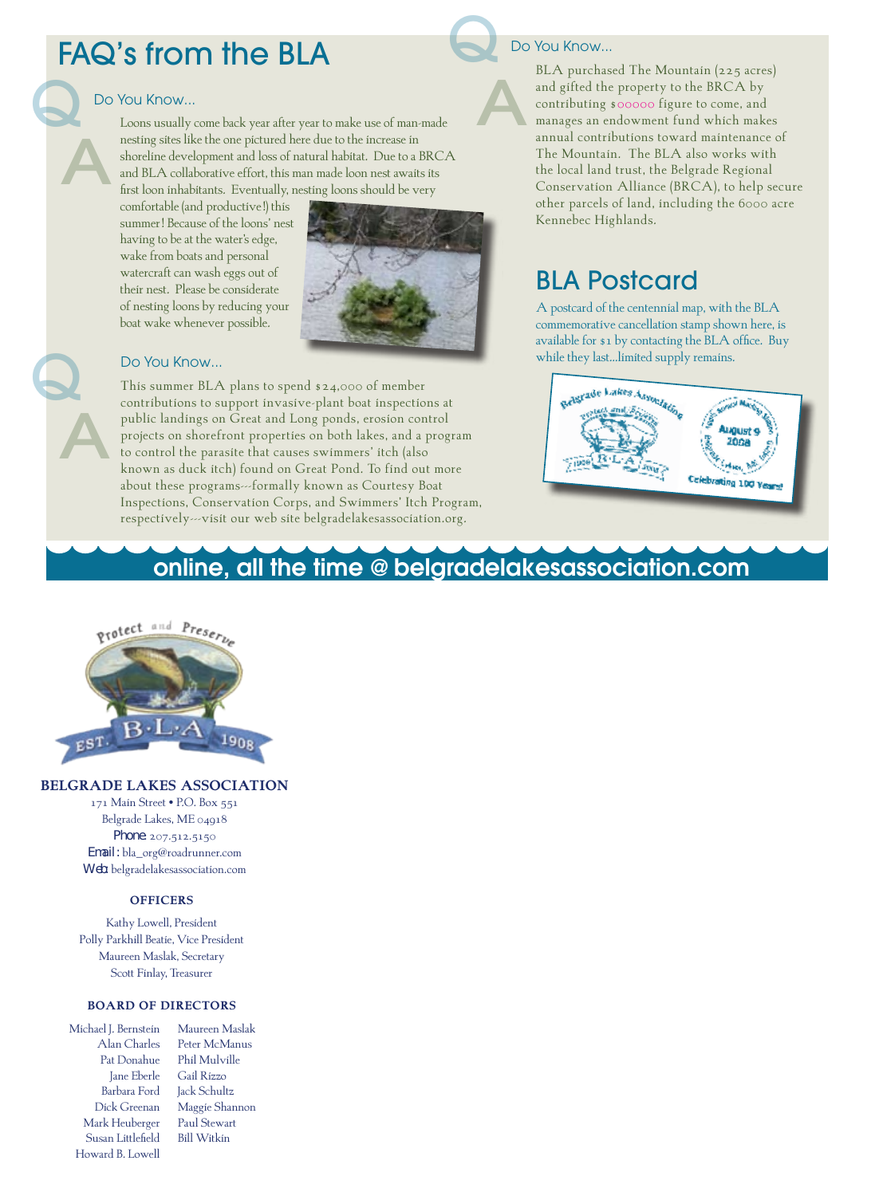# FAQ's from the BLA

Q

### Do You Know...

A

Loons usually come back year after year to make use of man-made nesting sites like the one pictured here due to the increase in shoreline development and loss of natural habitat. Due to a BRCA and BLA collaborative effort, this man made loon nest awaits its first loon inhabitants. Eventually, nesting loons should be very comfortable (and productive!) this summer! Because of the loons' nest having to be at the water's edge, wake from boats and personal watercraft can wash eggs out of their nest. Please be considerate of nesting loons by reducing your boat wake whenever possible.

Q

### Do You Know...

A

This summer BLA plans to spend $24,000 of member contributions to support invasive-plant boat inspections at public landings on Great and Long ponds, erosion control projects on shorefront properties on both lakes, and a program to control the parasite that causes swimmers' itch (also known as duck itch) found on Great Pond. To find out more about these programs---formally known as Courtesy Boat Inspections, Conservation Corps, and Swimmers' Itch Program, respectively---visit our web site belgradelakesassociation.org.

Q

### Do You Know...

A

BLA purchased The Mountain (225 acres) and gifted the property to the BRCA by contributing $00000 figure to come, and manages an endowment fund which makes annual contributions toward maintenance of The Mountain. The BLA also works with the local land trust, the Belgrade Regional Conservation Alliance (BRCA), to help secure other parcels of land, including the 6000 acre Kennebec Highlands.

## BLA Postcard

A postcard of the centennial map, with the BLA commemorative cancellation stamp shown here, is available for $1 by contacting the BLA office. Buy while they last...limited supply remains.

**online, all the time @ belgradelakesassociation.com**

**BELGRADE LAKES ASSOCIATION**

171 Main Street • P.O. Box 551
Belgrade Lakes, ME 04918
Phone: 207.512.5150
Email: bla_org@roadrunner.com
Web: belgradelakesassociation.com

**OFFICERS**

Kathy Lowell, President
Polly Parkhill Beatie, Vice President
Maureen Maslak, Secretary
Scott Finlay, Treasurer

**BOARD OF DIRECTORS**

Michael J. Bernstein
Alan Charles
Pat Donahue
Jane Eberle
Barbara Ford
Dick Greenan
Mark Heuberger
Susan Littlefield
Howard B. Lowell
Maureen Maslak
Peter McManus
Phil Mulville
Gail Rizzo
Jack Schultz
Maggie Shannon
Paul Stewart
Bill Witkin